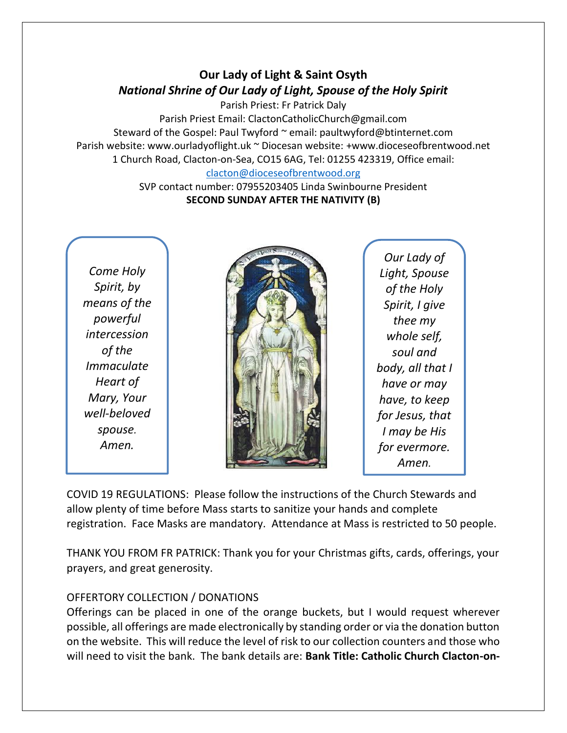# Our Lady of Light & Saint Osyth

## *National Shrine of Our Lady of Light, Spouse of the Holy Spirit*

Parish Priest: Fr Patrick Daly
Parish Priest Email: ClactonCatholicChurch@gmail.com
Steward of the Gospel: Paul Twyford ~ email: paultwyford@btinternet.com
Parish website: www.ourladyoflight.uk ~ Diocesan website: +www.dioceseofbrentwood.net
1 Church Road, Clacton-on-Sea, CO15 6AG, Tel: 01255 423319, Office email: clacton@dioceseofbrentwood.org
SVP contact number: 07955203405 Linda Swinbourne President

**SECOND SUNDAY AFTER THE NATIVITY (B)**

*Come Holy Spirit, by means of the powerful intercession of the Immaculate Heart of Mary, Your well-beloved spouse. Amen.*

*Our Lady of Light, Spouse of the Holy Spirit, I give thee my whole self, soul and body, all that I have or may have, to keep for Jesus, that I may be His for evermore. Amen.*

COVID 19 REGULATIONS: Please follow the instructions of the Church Stewards and allow plenty of time before Mass starts to sanitize your hands and complete registration. Face Masks are mandatory. Attendance at Mass is restricted to 50 people.

THANK YOU FROM FR PATRICK: Thank you for your Christmas gifts, cards, offerings, your prayers, and great generosity.

OFFERTORY COLLECTION / DONATIONS

Offerings can be placed in one of the orange buckets, but I would request wherever possible, all offerings are made electronically by standing order or via the donation button on the website. This will reduce the level of risk to our collection counters and those who will need to visit the bank. The bank details are: **Bank Title: Catholic Church Clacton-on-**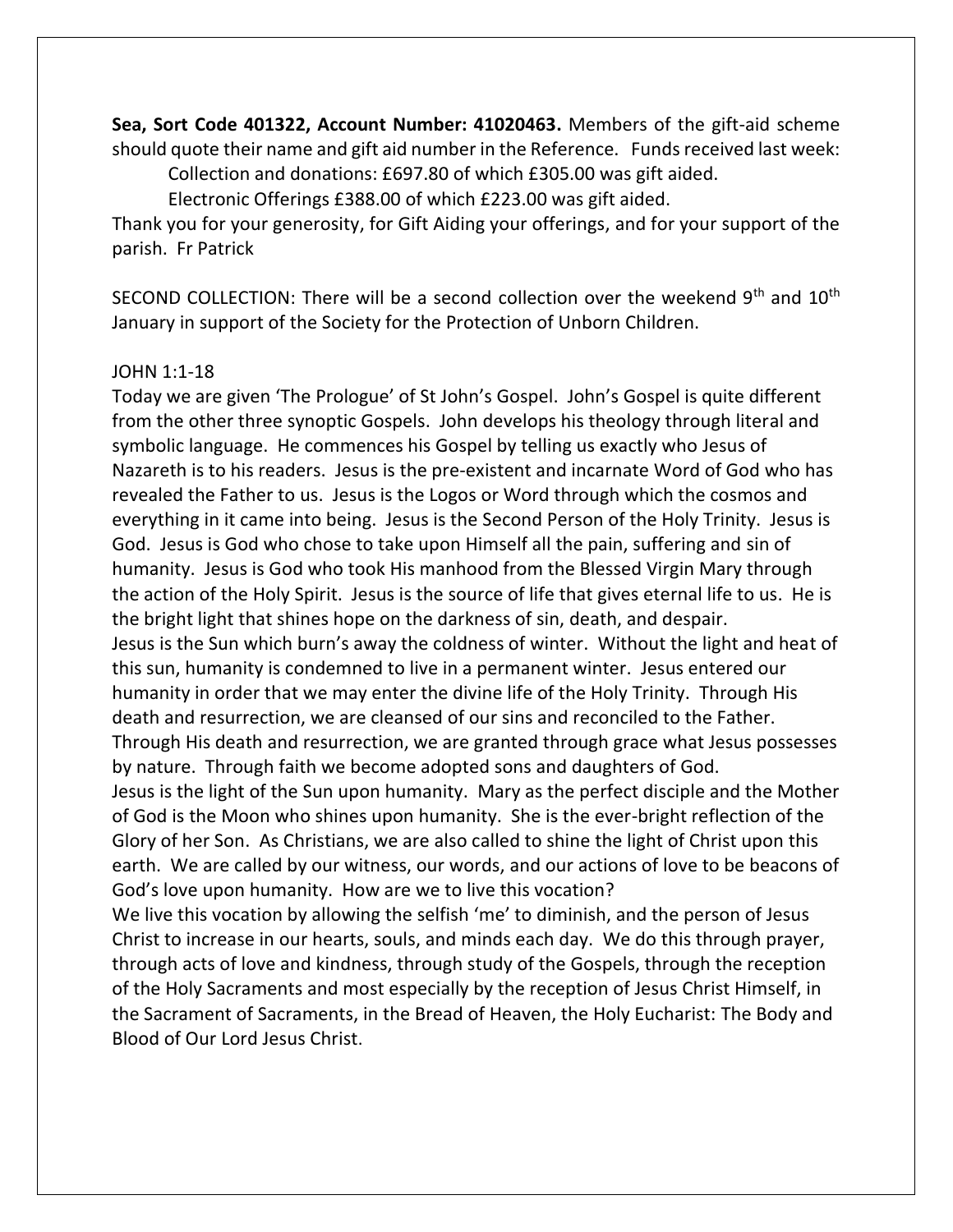**Sea, Sort Code 401322, Account Number: 41020463.** Members of the gift-aid scheme should quote their name and gift aid number in the Reference. Funds received last week:

Collection and donations: £697.80 of which £305.00 was gift aided.

Electronic Offerings £388.00 of which £223.00 was gift aided.

Thank you for your generosity, for Gift Aiding your offerings, and for your support of the parish. Fr Patrick

SECOND COLLECTION: There will be a second collection over the weekend 9th and 10th January in support of the Society for the Protection of Unborn Children.

JOHN 1:1-18

Today we are given 'The Prologue' of St John's Gospel. John's Gospel is quite different from the other three synoptic Gospels. John develops his theology through literal and symbolic language. He commences his Gospel by telling us exactly who Jesus of Nazareth is to his readers. Jesus is the pre-existent and incarnate Word of God who has revealed the Father to us. Jesus is the Logos or Word through which the cosmos and everything in it came into being. Jesus is the Second Person of the Holy Trinity. Jesus is God. Jesus is God who chose to take upon Himself all the pain, suffering and sin of humanity. Jesus is God who took His manhood from the Blessed Virgin Mary through the action of the Holy Spirit. Jesus is the source of life that gives eternal life to us. He is the bright light that shines hope on the darkness of sin, death, and despair.

Jesus is the Sun which burn's away the coldness of winter. Without the light and heat of this sun, humanity is condemned to live in a permanent winter. Jesus entered our humanity in order that we may enter the divine life of the Holy Trinity. Through His death and resurrection, we are cleansed of our sins and reconciled to the Father. Through His death and resurrection, we are granted through grace what Jesus possesses by nature. Through faith we become adopted sons and daughters of God.

Jesus is the light of the Sun upon humanity. Mary as the perfect disciple and the Mother of God is the Moon who shines upon humanity. She is the ever-bright reflection of the Glory of her Son. As Christians, we are also called to shine the light of Christ upon this earth. We are called by our witness, our words, and our actions of love to be beacons of God's love upon humanity. How are we to live this vocation?

We live this vocation by allowing the selfish 'me' to diminish, and the person of Jesus Christ to increase in our hearts, souls, and minds each day. We do this through prayer, through acts of love and kindness, through study of the Gospels, through the reception of the Holy Sacraments and most especially by the reception of Jesus Christ Himself, in the Sacrament of Sacraments, in the Bread of Heaven, the Holy Eucharist: The Body and Blood of Our Lord Jesus Christ.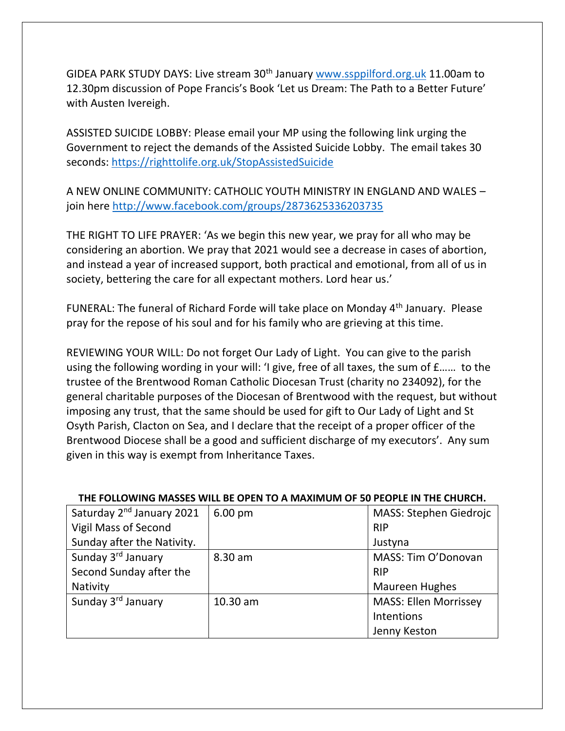GIDEA PARK STUDY DAYS: Live stream 30th January www.ssppilford.org.uk 11.00am to 12.30pm discussion of Pope Francis's Book 'Let us Dream: The Path to a Better Future' with Austen Ivereigh.

ASSISTED SUICIDE LOBBY: Please email your MP using the following link urging the Government to reject the demands of the Assisted Suicide Lobby. The email takes 30 seconds: https://righttolife.org.uk/StopAssistedSuicide

A NEW ONLINE COMMUNITY: CATHOLIC YOUTH MINISTRY IN ENGLAND AND WALES – join here http://www.facebook.com/groups/2873625336203735

THE RIGHT TO LIFE PRAYER: 'As we begin this new year, we pray for all who may be considering an abortion. We pray that 2021 would see a decrease in cases of abortion, and instead a year of increased support, both practical and emotional, from all of us in society, bettering the care for all expectant mothers. Lord hear us.'

FUNERAL: The funeral of Richard Forde will take place on Monday 4th January. Please pray for the repose of his soul and for his family who are grieving at this time.

REVIEWING YOUR WILL: Do not forget Our Lady of Light. You can give to the parish using the following wording in your will: 'I give, free of all taxes, the sum of £…… to the trustee of the Brentwood Roman Catholic Diocesan Trust (charity no 234092), for the general charitable purposes of the Diocesan of Brentwood with the request, but without imposing any trust, that the same should be used for gift to Our Lady of Light and St Osyth Parish, Clacton on Sea, and I declare that the receipt of a proper officer of the Brentwood Diocese shall be a good and sufficient discharge of my executors'. Any sum given in this way is exempt from Inheritance Taxes.

**THE FOLLOWING MASSES WILL BE OPEN TO A MAXIMUM OF 50 PEOPLE IN THE CHURCH.**

| | | |
|---|---|---|
| Saturday 2nd January 2021 Vigil Mass of Second Sunday after the Nativity. | 6.00 pm | MASS: Stephen Giedrojc RIP Justyna |
| Sunday 3rd January Second Sunday after the Nativity | 8.30 am | MASS: Tim O'Donovan RIP Maureen Hughes |
| Sunday 3rd January | 10.30 am | MASS: Ellen Morrissey Intentions Jenny Keston |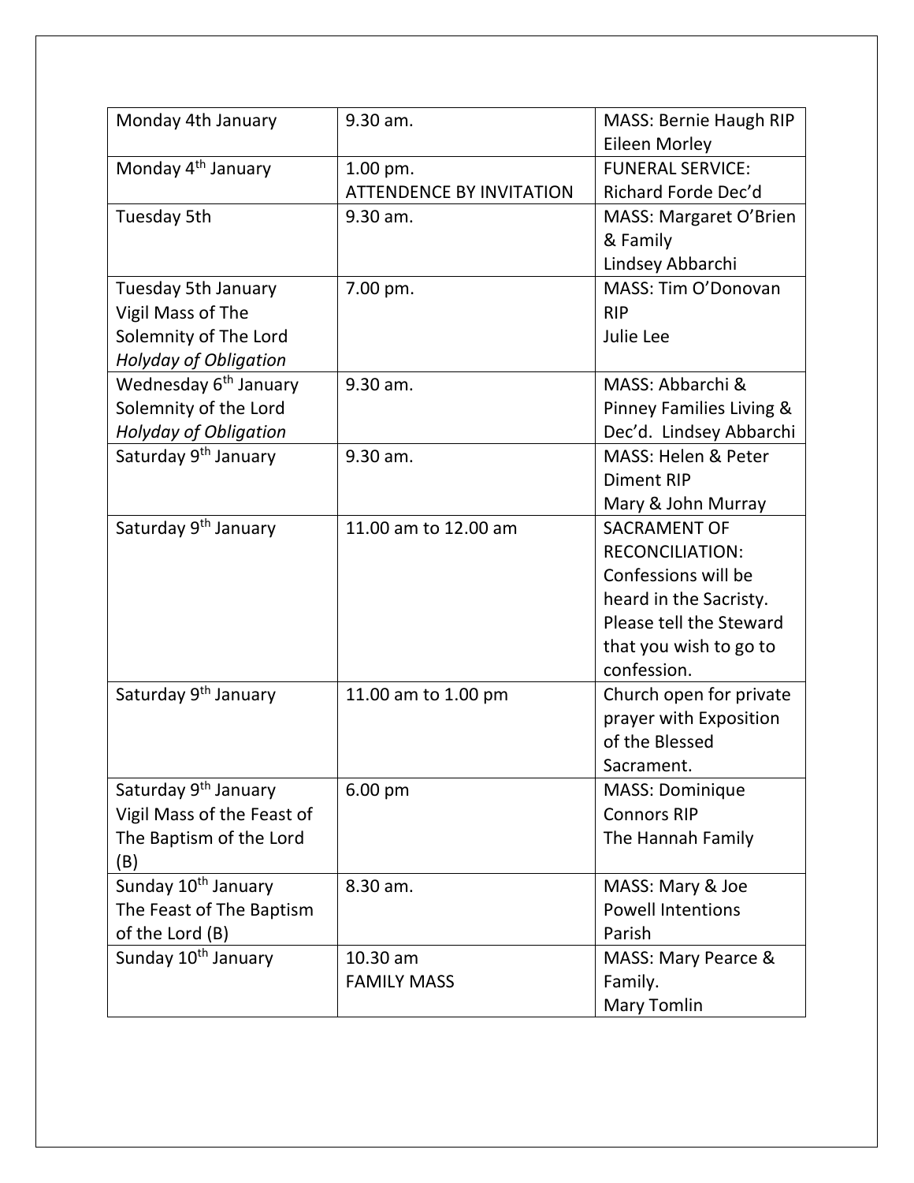| | | |
|---|---|---|
| Monday 4th January | 9.30 am. | MASS: Bernie Haugh RIP<br>Eileen Morley |
| Monday 4th January | 1.00 pm.<br>ATTENDENCE BY INVITATION | FUNERAL SERVICE: Richard Forde Dec'd |
| Tuesday 5th | 9.30 am. | MASS: Margaret O'Brien & Family<br>Lindsey Abbarchi |
| Tuesday 5th January<br>Vigil Mass of The Solemnity of The Lord<br>*Holyday of Obligation* | 7.00 pm. | MASS: Tim O'Donovan RIP<br>Julie Lee |
| Wednesday 6th January<br>Solemnity of the Lord<br>*Holyday of Obligation* | 9.30 am. | MASS: Abbarchi & Pinney Families Living & Dec'd. Lindsey Abbarchi |
| Saturday 9th January | 9.30 am. | MASS: Helen & Peter Diment RIP<br>Mary & John Murray |
| Saturday 9th January | 11.00 am to 12.00 am | SACRAMENT OF RECONCILIATION: Confessions will be heard in the Sacristy. Please tell the Steward that you wish to go to confession. |
| Saturday 9th January | 11.00 am to 1.00 pm | Church open for private prayer with Exposition of the Blessed Sacrament. |
| Saturday 9th January<br>Vigil Mass of the Feast of The Baptism of the Lord (B) | 6.00 pm | MASS: Dominique Connors RIP<br>The Hannah Family |
| Sunday 10th January<br>The Feast of The Baptism of the Lord (B) | 8.30 am. | MASS: Mary & Joe Powell Intentions<br>Parish |
| Sunday 10th January | 10.30 am<br>FAMILY MASS | MASS: Mary Pearce & Family.<br>Mary Tomlin |